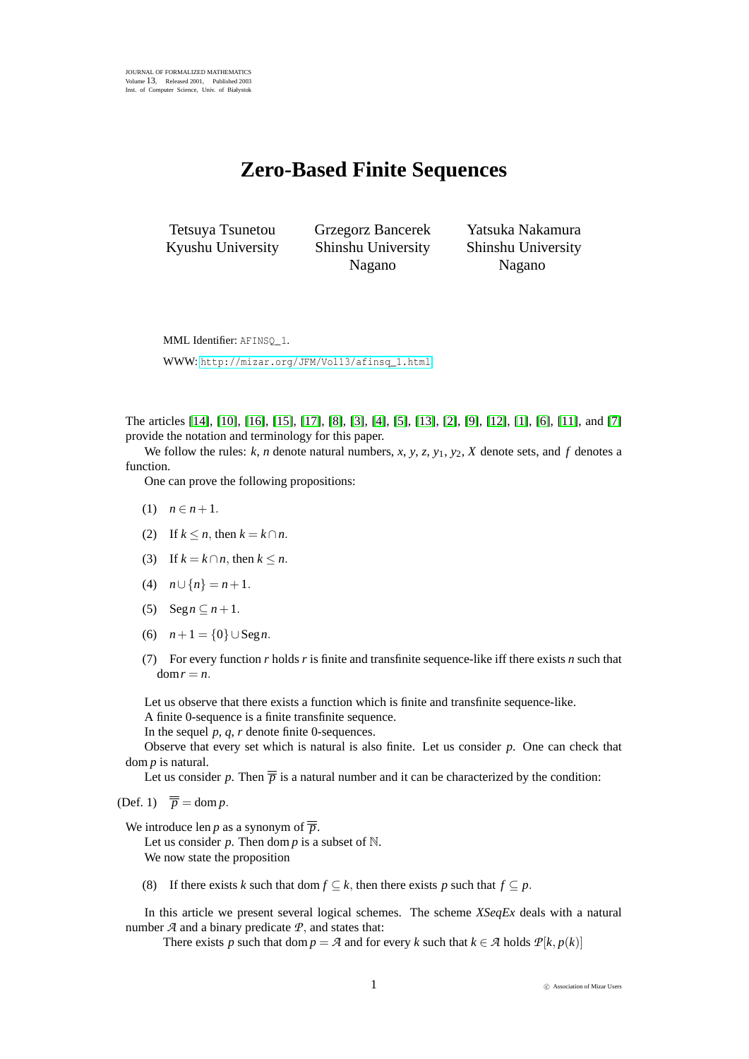JOURNAL OF FORMALIZED MATHEMATICS
Volume 13, Released 2001, Published 2003
Inst. of Computer Science, Univ. of Białystok

# Zero-Based Finite Sequences

Tetsuya Tsunetou
Kyushu University

Grzegorz Bancerek
Shinshu University
Nagano

Yatsuka Nakamura
Shinshu University
Nagano

MML Identifier: AFINSQ_1.

WWW: http://mizar.org/JFM/Vol13/afinsq_1.html

The articles [14], [10], [16], [15], [17], [8], [3], [4], [5], [13], [2], [9], [12], [1], [6], [11], and [7] provide the notation and terminology for this paper.

We follow the rules: $k$, $n$ denote natural numbers, $x$, $y$, $z$, $y_1$, $y_2$, $X$ denote sets, and $f$ denotes a function.

One can prove the following propositions:

(1) $n \in n+1$.

(2) If $k \leq n$, then $k = k \cap n$.

(3) If $k = k \cap n$, then $k \leq n$.

(4) $n \cup \{n\} = n+1$.

(5) $\mathrm{Seg}\, n \subseteq n+1$.

(6) $n+1 = \{0\} \cup \mathrm{Seg}\, n$.

(7) For every function $r$ holds $r$ is finite and transfinite sequence-like iff there exists $n$ such that $\mathrm{dom}\, r = n$.

Let us observe that there exists a function which is finite and transfinite sequence-like.

A finite 0-sequence is a finite transfinite sequence.

In the sequel $p$, $q$, $r$ denote finite 0-sequences.

Observe that every set which is natural is also finite. Let us consider $p$. One can check that $\mathrm{dom}\, p$ is natural.

Let us consider $p$. Then $\overline{\overline{p}}$ is a natural number and it can be characterized by the condition:

(Def. 1) $\overline{\overline{p}} = \mathrm{dom}\, p$.

We introduce $\mathrm{len}\, p$ as a synonym of $\overline{\overline{p}}$.

Let us consider $p$. Then $\mathrm{dom}\, p$ is a subset of $\mathbb{N}$.

We now state the proposition

(8) If there exists $k$ such that $\mathrm{dom}\, f \subseteq k$, then there exists $p$ such that $f \subseteq p$.

In this article we present several logical schemes. The scheme *XSeqEx* deals with a natural number $\mathcal{A}$ and a binary predicate $\mathcal{P}$, and states that:

There exists $p$ such that $\mathrm{dom}\, p = \mathcal{A}$ and for every $k$ such that $k \in \mathcal{A}$ holds $\mathcal{P}[k, p(k)]$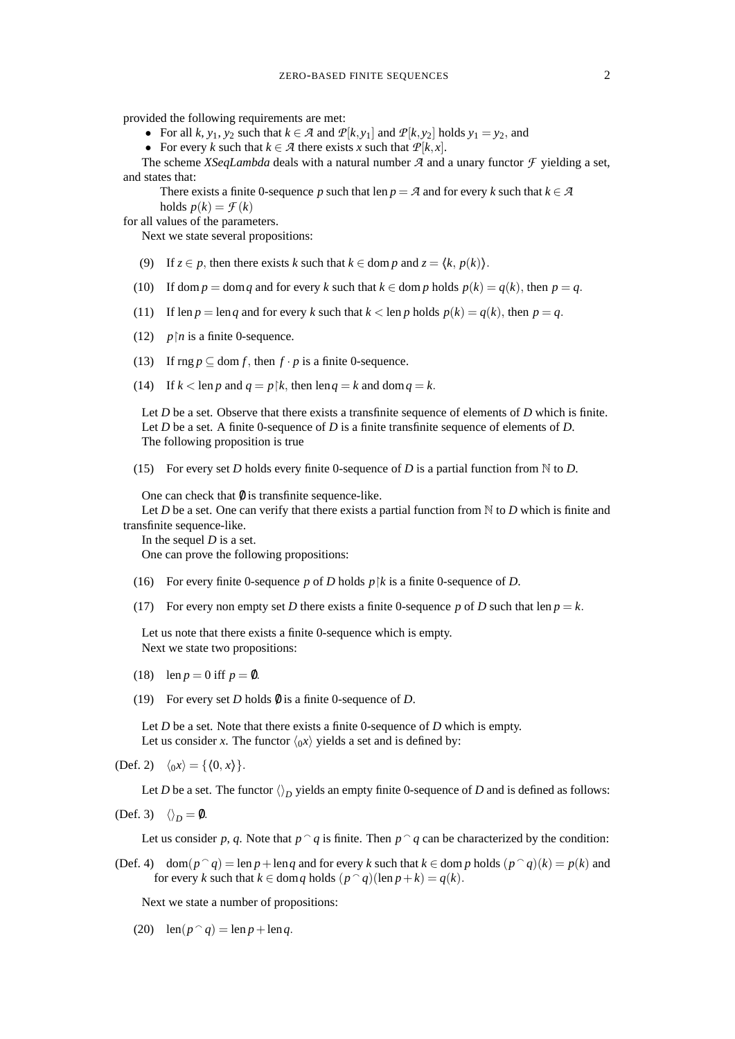provided the following requirements are met:

- For all $k$, $y_1$, $y_2$ such that $k \in \mathcal{A}$ and $\mathcal{P}[k, y_1]$ and $\mathcal{P}[k, y_2]$ holds $y_1 = y_2$, and
- For every $k$ such that $k \in \mathcal{A}$ there exists $x$ such that $\mathcal{P}[k, x]$.

The scheme *XSeqLambda* deals with a natural number $\mathcal{A}$ and a unary functor $\mathcal{F}$ yielding a set, and states that:

> There exists a finite 0-sequence $p$ such that $\operatorname{len} p = \mathcal{A}$ and for every $k$ such that $k \in \mathcal{A}$ holds $p(k) = \mathcal{F}(k)$

for all values of the parameters.

Next we state several propositions:

(9) If $z \in p$, then there exists $k$ such that $k \in \operatorname{dom} p$ and $z = \langle k, p(k) \rangle$.

(10) If $\operatorname{dom} p = \operatorname{dom} q$ and for every $k$ such that $k \in \operatorname{dom} p$ holds $p(k) = q(k)$, then $p = q$.

(11) If $\operatorname{len} p = \operatorname{len} q$ and for every $k$ such that $k < \operatorname{len} p$ holds $p(k) = q(k)$, then $p = q$.

(12) $p \restriction n$ is a finite 0-sequence.

(13) If $\operatorname{rng} p \subseteq \operatorname{dom} f$, then $f \cdot p$ is a finite 0-sequence.

(14) If $k < \operatorname{len} p$ and $q = p \restriction k$, then $\operatorname{len} q = k$ and $\operatorname{dom} q = k$.

Let $D$ be a set. Observe that there exists a transfinite sequence of elements of $D$ which is finite.

Let $D$ be a set. A finite 0-sequence of $D$ is a finite transfinite sequence of elements of $D$.

The following proposition is true

(15) For every set $D$ holds every finite 0-sequence of $D$ is a partial function from $\mathbb{N}$ to $D$.

One can check that $\emptyset$ is transfinite sequence-like.

Let $D$ be a set. One can verify that there exists a partial function from $\mathbb{N}$ to $D$ which is finite and transfinite sequence-like.

In the sequel $D$ is a set.

One can prove the following propositions:

(16) For every finite 0-sequence $p$ of $D$ holds $p \restriction k$ is a finite 0-sequence of $D$.

(17) For every non empty set $D$ there exists a finite 0-sequence $p$ of $D$ such that $\operatorname{len} p = k$.

Let us note that there exists a finite 0-sequence which is empty.

Next we state two propositions:

(18) $\operatorname{len} p = 0$ iff $p = \emptyset$.

(19) For every set $D$ holds $\emptyset$ is a finite 0-sequence of $D$.

Let $D$ be a set. Note that there exists a finite 0-sequence of $D$ which is empty.

Let us consider $x$. The functor $\langle_0 x \rangle$ yields a set and is defined by:

(Def. 2) $\langle_0 x \rangle = \{\langle 0, x \rangle\}$.

Let $D$ be a set. The functor $\langle\rangle_D$ yields an empty finite 0-sequence of $D$ and is defined as follows:

(Def. 3) $\langle\rangle_D = \emptyset$.

Let us consider $p$, $q$. Note that $p \frown q$ is finite. Then $p \frown q$ can be characterized by the condition:

(Def. 4) $\operatorname{dom}(p \frown q) = \operatorname{len} p + \operatorname{len} q$ and for every $k$ such that $k \in \operatorname{dom} p$ holds $(p \frown q)(k) = p(k)$ and for every $k$ such that $k \in \operatorname{dom} q$ holds $(p \frown q)(\operatorname{len} p + k) = q(k)$.

Next we state a number of propositions:

(20) $\operatorname{len}(p \frown q) = \operatorname{len} p + \operatorname{len} q$.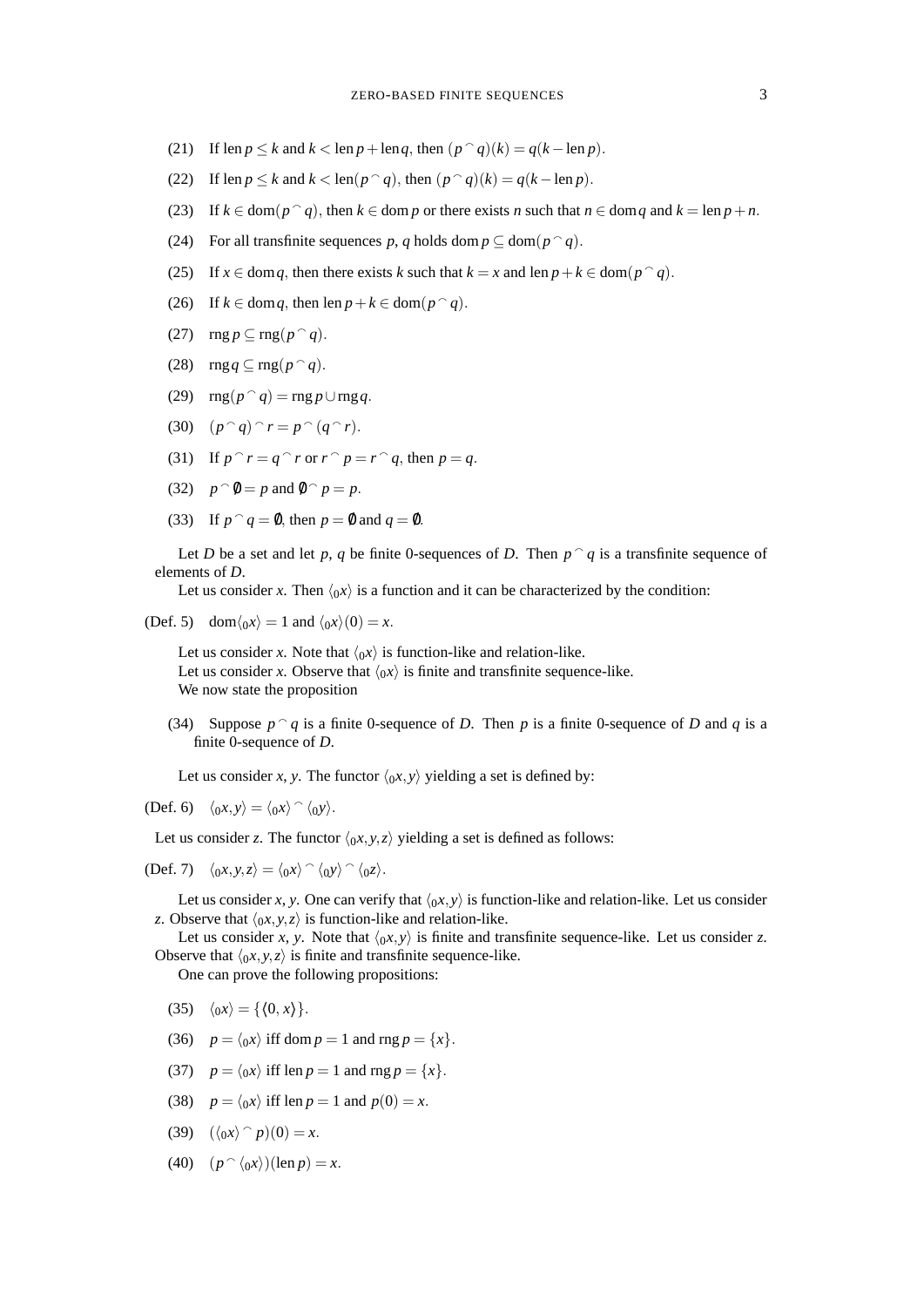(21) If $\operatorname{len} p \leq k$ and $k < \operatorname{len} p + \operatorname{len} q$, then $(p \smallfrown q)(k) = q(k - \operatorname{len} p)$.

(22) If $\operatorname{len} p \leq k$ and $k < \operatorname{len}(p \smallfrown q)$, then $(p \smallfrown q)(k) = q(k - \operatorname{len} p)$.

(23) If $k \in \operatorname{dom}(p \smallfrown q)$, then $k \in \operatorname{dom} p$ or there exists $n$ such that $n \in \operatorname{dom} q$ and $k = \operatorname{len} p + n$.

(24) For all transfinite sequences $p$, $q$ holds $\operatorname{dom} p \subseteq \operatorname{dom}(p \smallfrown q)$.

(25) If $x \in \operatorname{dom} q$, then there exists $k$ such that $k = x$ and $\operatorname{len} p + k \in \operatorname{dom}(p \smallfrown q)$.

(26) If $k \in \operatorname{dom} q$, then $\operatorname{len} p + k \in \operatorname{dom}(p \smallfrown q)$.

(27) $\operatorname{rng} p \subseteq \operatorname{rng}(p \smallfrown q)$.

(28) $\operatorname{rng} q \subseteq \operatorname{rng}(p \smallfrown q)$.

(29) $\operatorname{rng}(p \smallfrown q) = \operatorname{rng} p \cup \operatorname{rng} q$.

(30) $(p \smallfrown q) \smallfrown r = p \smallfrown (q \smallfrown r)$.

(31) If $p \smallfrown r = q \smallfrown r$ or $r \smallfrown p = r \smallfrown q$, then $p = q$.

(32) $p \smallfrown \emptyset = p$ and $\emptyset \smallfrown p = p$.

(33) If $p \smallfrown q = \emptyset$, then $p = \emptyset$ and $q = \emptyset$.

Let $D$ be a set and let $p$, $q$ be finite 0-sequences of $D$. Then $p \smallfrown q$ is a transfinite sequence of elements of $D$.

Let us consider $x$. Then $\langle_0 x\rangle$ is a function and it can be characterized by the condition:

(Def. 5) $\operatorname{dom}\langle_0 x\rangle = 1$ and $\langle_0 x\rangle(0) = x$.

Let us consider $x$. Note that $\langle_0 x\rangle$ is function-like and relation-like.

Let us consider $x$. Observe that $\langle_0 x\rangle$ is finite and transfinite sequence-like.

We now state the proposition

(34) Suppose $p \smallfrown q$ is a finite 0-sequence of $D$. Then $p$ is a finite 0-sequence of $D$ and $q$ is a finite 0-sequence of $D$.

Let us consider $x$, $y$. The functor $\langle_0 x, y\rangle$ yielding a set is defined by:

(Def. 6) $\langle_0 x, y\rangle = \langle_0 x\rangle \smallfrown \langle_0 y\rangle$.

Let us consider $z$. The functor $\langle_0 x, y, z\rangle$ yielding a set is defined as follows:

(Def. 7) $\langle_0 x, y, z\rangle = \langle_0 x\rangle \smallfrown \langle_0 y\rangle \smallfrown \langle_0 z\rangle$.

Let us consider $x$, $y$. One can verify that $\langle_0 x, y\rangle$ is function-like and relation-like. Let us consider $z$. Observe that $\langle_0 x, y, z\rangle$ is function-like and relation-like.

Let us consider $x$, $y$. Note that $\langle_0 x, y\rangle$ is finite and transfinite sequence-like. Let us consider $z$. Observe that $\langle_0 x, y, z\rangle$ is finite and transfinite sequence-like.

One can prove the following propositions:

(35) $\langle_0 x\rangle = \{\langle 0, x\rangle\}$.

(36) $p = \langle_0 x\rangle$ iff $\operatorname{dom} p = 1$ and $\operatorname{rng} p = \{x\}$.

(37) $p = \langle_0 x\rangle$ iff $\operatorname{len} p = 1$ and $\operatorname{rng} p = \{x\}$.

(38) $p = \langle_0 x\rangle$ iff $\operatorname{len} p = 1$ and $p(0) = x$.

(39) $(\langle_0 x\rangle \smallfrown p)(0) = x$.

(40) $(p \smallfrown \langle_0 x\rangle)(\operatorname{len} p) = x$.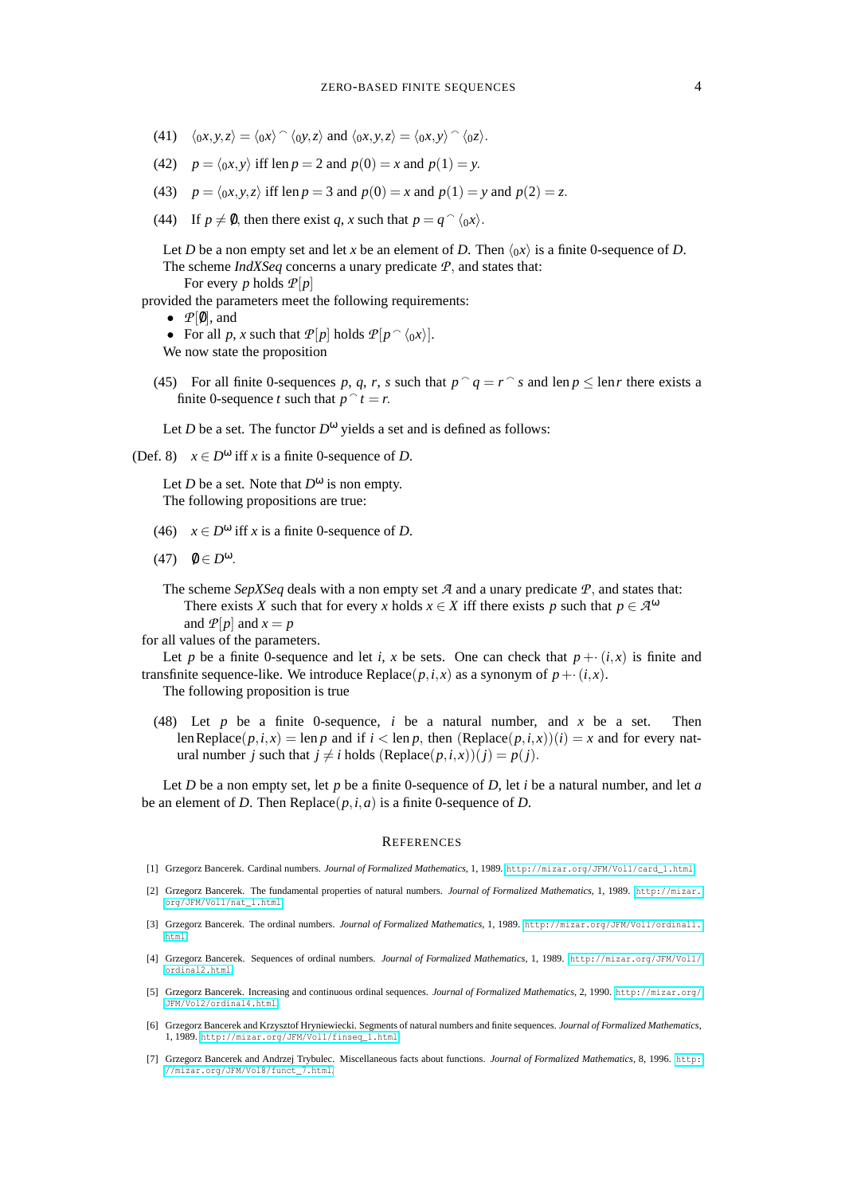(41) $\langle_0 x, y, z\rangle = \langle_0 x\rangle \frown \langle_0 y, z\rangle$ and $\langle_0 x, y, z\rangle = \langle_0 x, y\rangle \frown \langle_0 z\rangle$.

(42) $p = \langle_0 x, y\rangle$ iff $\operatorname{len} p = 2$ and $p(0) = x$ and $p(1) = y$.

(43) $p = \langle_0 x, y, z\rangle$ iff $\operatorname{len} p = 3$ and $p(0) = x$ and $p(1) = y$ and $p(2) = z$.

(44) If $p \neq \emptyset$, then there exist $q$, $x$ such that $p = q \frown \langle_0 x\rangle$.

Let $D$ be a non empty set and let $x$ be an element of $D$. Then $\langle_0 x\rangle$ is a finite 0-sequence of $D$.

The scheme *IndXSeq* concerns a unary predicate $\mathcal{P}$, and states that:

For every $p$ holds $\mathcal{P}[p]$

provided the parameters meet the following requirements:

- $\mathcal{P}[\emptyset]$, and
- For all $p$, $x$ such that $\mathcal{P}[p]$ holds $\mathcal{P}[p \frown \langle_0 x\rangle]$.

We now state the proposition

(45) For all finite 0-sequences $p$, $q$, $r$, $s$ such that $p \frown q = r \frown s$ and $\operatorname{len} p \leq \operatorname{len} r$ there exists a finite 0-sequence $t$ such that $p \frown t = r$.

Let $D$ be a set. The functor $D^\omega$ yields a set and is defined as follows:

(Def. 8) $x \in D^\omega$ iff $x$ is a finite 0-sequence of $D$.

Let $D$ be a set. Note that $D^\omega$ is non empty.

The following propositions are true:

(46) $x \in D^\omega$ iff $x$ is a finite 0-sequence of $D$.

(47) $\emptyset \in D^\omega$.

The scheme *SepXSeq* deals with a non empty set $\mathcal{A}$ and a unary predicate $\mathcal{P}$, and states that:

There exists $X$ such that for every $x$ holds $x \in X$ iff there exists $p$ such that $p \in \mathcal{A}^\omega$ and $\mathcal{P}[p]$ and $x = p$

for all values of the parameters.

Let $p$ be a finite 0-sequence and let $i$, $x$ be sets. One can check that $p +\cdot (i, x)$ is finite and transfinite sequence-like. We introduce $\operatorname{Replace}(p, i, x)$ as a synonym of $p +\cdot (i, x)$.

The following proposition is true

(48) Let $p$ be a finite 0-sequence, $i$ be a natural number, and $x$ be a set. Then $\operatorname{len}\operatorname{Replace}(p, i, x) = \operatorname{len} p$ and if $i < \operatorname{len} p$, then $(\operatorname{Replace}(p, i, x))(i) = x$ and for every natural number $j$ such that $j \neq i$ holds $(\operatorname{Replace}(p, i, x))(j) = p(j)$.

Let $D$ be a non empty set, let $p$ be a finite 0-sequence of $D$, let $i$ be a natural number, and let $a$ be an element of $D$. Then $\operatorname{Replace}(p, i, a)$ is a finite 0-sequence of $D$.

## References

[1] Grzegorz Bancerek. Cardinal numbers. *Journal of Formalized Mathematics*, 1, 1989. http://mizar.org/JFM/Vol1/card_1.html.

[2] Grzegorz Bancerek. The fundamental properties of natural numbers. *Journal of Formalized Mathematics*, 1, 1989. http://mizar.org/JFM/Vol1/nat_1.html.

[3] Grzegorz Bancerek. The ordinal numbers. *Journal of Formalized Mathematics*, 1, 1989. http://mizar.org/JFM/Vol1/ordinal1.html.

[4] Grzegorz Bancerek. Sequences of ordinal numbers. *Journal of Formalized Mathematics*, 1, 1989. http://mizar.org/JFM/Vol1/ordinal2.html.

[5] Grzegorz Bancerek. Increasing and continuous ordinal sequences. *Journal of Formalized Mathematics*, 2, 1990. http://mizar.org/JFM/Vol2/ordinal4.html.

[6] Grzegorz Bancerek and Krzysztof Hryniewiecki. Segments of natural numbers and finite sequences. *Journal of Formalized Mathematics*, 1, 1989. http://mizar.org/JFM/Vol1/finseq_1.html.

[7] Grzegorz Bancerek and Andrzej Trybulec. Miscellaneous facts about functions. *Journal of Formalized Mathematics*, 8, 1996. http://mizar.org/JFM/Vol8/funct_7.html.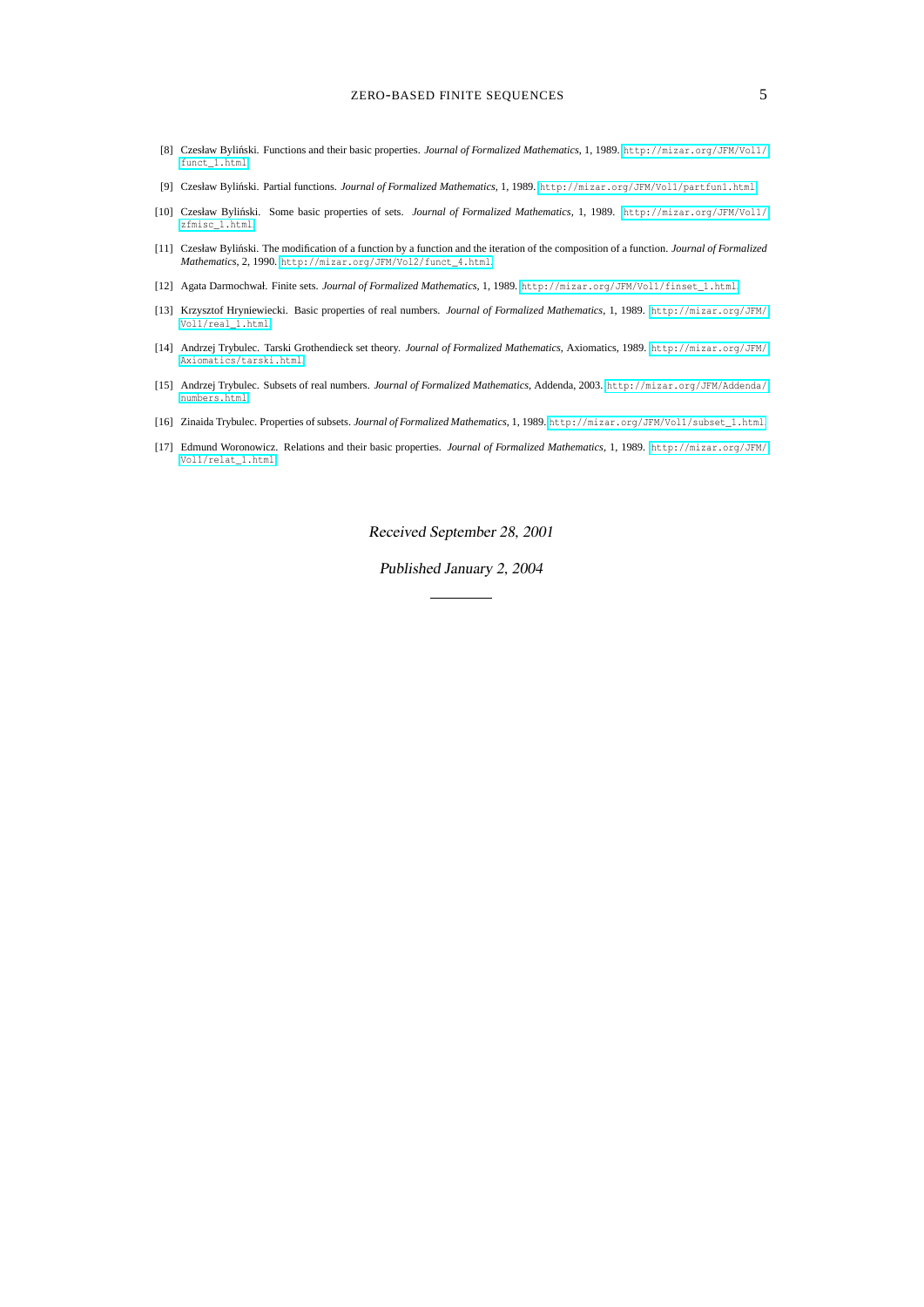[8] Czesław Byliński. Functions and their basic properties. *Journal of Formalized Mathematics*, 1, 1989. http://mizar.org/JFM/Vol1/funct_1.html.

[9] Czesław Byliński. Partial functions. *Journal of Formalized Mathematics*, 1, 1989. http://mizar.org/JFM/Vol1/partfun1.html.

[10] Czesław Byliński. Some basic properties of sets. *Journal of Formalized Mathematics*, 1, 1989. http://mizar.org/JFM/Vol1/zfmisc_1.html.

[11] Czesław Byliński. The modification of a function by a function and the iteration of the composition of a function. *Journal of Formalized Mathematics*, 2, 1990. http://mizar.org/JFM/Vol2/funct_4.html.

[12] Agata Darmochwał. Finite sets. *Journal of Formalized Mathematics*, 1, 1989. http://mizar.org/JFM/Vol1/finset_1.html.

[13] Krzysztof Hryniewiecki. Basic properties of real numbers. *Journal of Formalized Mathematics*, 1, 1989. http://mizar.org/JFM/Vol1/real_1.html.

[14] Andrzej Trybulec. Tarski Grothendieck set theory. *Journal of Formalized Mathematics*, Axiomatics, 1989. http://mizar.org/JFM/Axiomatics/tarski.html.

[15] Andrzej Trybulec. Subsets of real numbers. *Journal of Formalized Mathematics*, Addenda, 2003. http://mizar.org/JFM/Addenda/numbers.html.

[16] Zinaida Trybulec. Properties of subsets. *Journal of Formalized Mathematics*, 1, 1989. http://mizar.org/JFM/Vol1/subset_1.html.

[17] Edmund Woronowicz. Relations and their basic properties. *Journal of Formalized Mathematics*, 1, 1989. http://mizar.org/JFM/Vol1/relat_1.html.

*Received September 28, 2001*

*Published January 2, 2004*